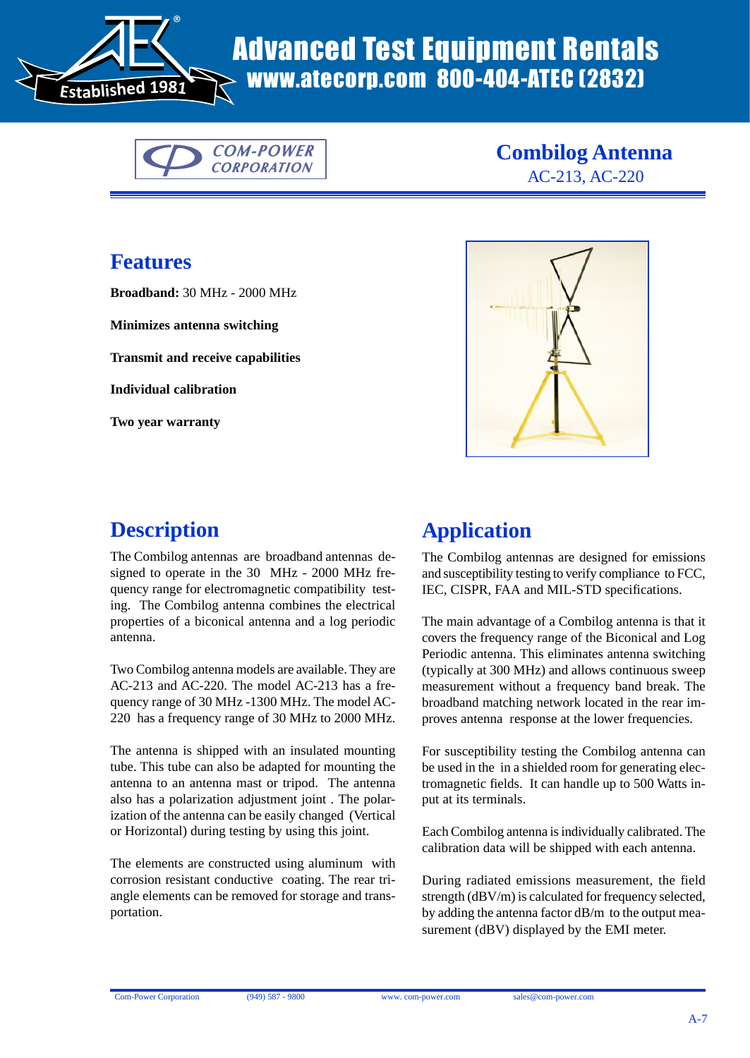# Advanced Test Equipment Rentals

**www.atecorp.com 800-404-ATEC (2832)**

COM-POWER CORPORATION

## Combilog Antenna

AC-213, AC-220

## Features

**Broadband:** 30 MHz - 2000 MHz

**Minimizes antenna switching**

**Transmit and receive capabilities**

**Individual calibration**

**Two year warranty**

## Description

The Combilog antennas are broadband antennas designed to operate in the 30 MHz - 2000 MHz frequency range for electromagnetic compatibility testing. The Combilog antenna combines the electrical properties of a biconical antenna and a log periodic antenna.

Two Combilog antenna models are available. They are AC-213 and AC-220. The model AC-213 has a frequency range of 30 MHz -1300 MHz. The model AC-220 has a frequency range of 30 MHz to 2000 MHz.

The antenna is shipped with an insulated mounting tube. This tube can also be adapted for mounting the antenna to an antenna mast or tripod. The antenna also has a polarization adjustment joint . The polarization of the antenna can be easily changed (Vertical or Horizontal) during testing by using this joint.

The elements are constructed using aluminum with corrosion resistant conductive coating. The rear triangle elements can be removed for storage and transportation.

## Application

The Combilog antennas are designed for emissions and susceptibility testing to verify compliance to FCC, IEC, CISPR, FAA and MIL-STD specifications.

The main advantage of a Combilog antenna is that it covers the frequency range of the Biconical and Log Periodic antenna. This eliminates antenna switching (typically at 300 MHz) and allows continuous sweep measurement without a frequency band break. The broadband matching network located in the rear improves antenna response at the lower frequencies.

For susceptibility testing the Combilog antenna can be used in the in a shielded room for generating electromagnetic fields. It can handle up to 500 Watts input at its terminals.

Each Combilog antenna is individually calibrated. The calibration data will be shipped with each antenna.

During radiated emissions measurement, the field strength (dBV/m) is calculated for frequency selected, by adding the antenna factor dB/m to the output measurement (dBV) displayed by the EMI meter.

Com-Power Corporation (949) 587 - 9800 www. com-power.com sales@com-power.com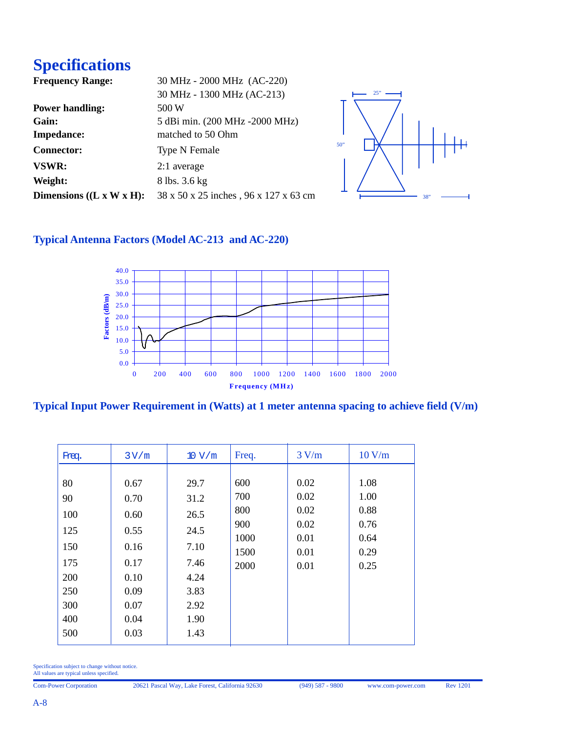# Specifications

| | |
|---|---|
| **Frequency Range:** | 30 MHz - 2000 MHz (AC-220) |
| | 30 MHz - 1300 MHz (AC-213) |
| **Power handling:** | 500 W |
| **Gain:** | 5 dBi min. (200 MHz -2000 MHz) |
| **Impedance:** | matched to 50 Ohm |
| **Connector:** | Type N Female |
| **VSWR:** | 2:1 average |
| **Weight:** | 8 lbs. 3.6 kg |
| **Dimensions ((L x W x H):** | 38 x 50 x 25 inches , 96 x 127 x 63 cm |

25"
50"
38"

## Typical Antenna Factors (Model AC-213 and AC-220)

40.0
35.0
30.0
25.0
20.0
15.0
10.0
5.0
0.0

Factors (dB/m)

0 200 400 600 800 1000 1200 1400 1600 1800 2000

Frequency (MHz)

## Typical Input Power Requirement in (Watts) at 1 meter antenna spacing to achieve field (V/m)

| Freq. | 3V/m | 10 V/m | Freq. | 3 V/m | 10 V/m |
|---|---|---|---|---|---|
| 80 | 0.67 | 29.7 | 600 | 0.02 | 1.08 |
| 90 | 0.70 | 31.2 | 700 | 0.02 | 1.00 |
| 100 | 0.60 | 26.5 | 800 | 0.02 | 0.88 |
| 125 | 0.55 | 24.5 | 900 | 0.02 | 0.76 |
| 150 | 0.16 | 7.10 | 1000 | 0.01 | 0.64 |
| 175 | 0.17 | 7.46 | 1500 | 0.01 | 0.29 |
| 200 | 0.10 | 4.24 | 2000 | 0.01 | 0.25 |
| 250 | 0.09 | 3.83 | | | |
| 300 | 0.07 | 2.92 | | | |
| 400 | 0.04 | 1.90 | | | |
| 500 | 0.03 | 1.43 | | | |

Specification subject to change without notice.
All values are typical unless specified.

Com-Power Corporation 20621 Pascal Way, Lake Forest, California 92630 (949) 587 - 9800 www.com-power.com Rev 1201